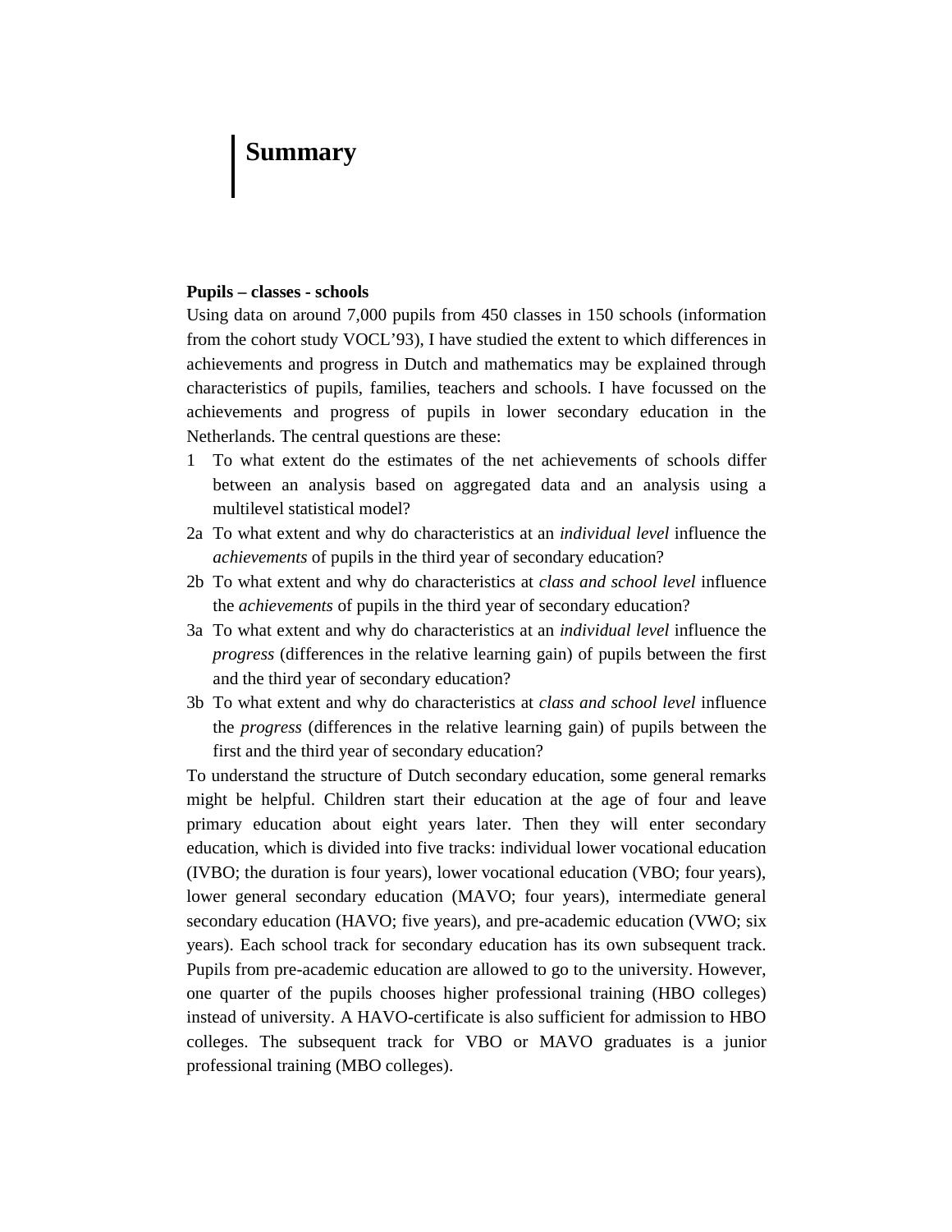# Summary

**Pupils – classes - schools**

Using data on around 7,000 pupils from 450 classes in 150 schools (information from the cohort study VOCL'93), I have studied the extent to which differences in achievements and progress in Dutch and mathematics may be explained through characteristics of pupils, families, teachers and schools. I have focussed on the achievements and progress of pupils in lower secondary education in the Netherlands. The central questions are these:

1 To what extent do the estimates of the net achievements of schools differ between an analysis based on aggregated data and an analysis using a multilevel statistical model?

2a To what extent and why do characteristics at an *individual level* influence the *achievements* of pupils in the third year of secondary education?

2b To what extent and why do characteristics at *class and school level* influence the *achievements* of pupils in the third year of secondary education?

3a To what extent and why do characteristics at an *individual level* influence the *progress* (differences in the relative learning gain) of pupils between the first and the third year of secondary education?

3b To what extent and why do characteristics at *class and school level* influence the *progress* (differences in the relative learning gain) of pupils between the first and the third year of secondary education?

To understand the structure of Dutch secondary education, some general remarks might be helpful. Children start their education at the age of four and leave primary education about eight years later. Then they will enter secondary education, which is divided into five tracks: individual lower vocational education (IVBO; the duration is four years), lower vocational education (VBO; four years), lower general secondary education (MAVO; four years), intermediate general secondary education (HAVO; five years), and pre-academic education (VWO; six years). Each school track for secondary education has its own subsequent track. Pupils from pre-academic education are allowed to go to the university. However, one quarter of the pupils chooses higher professional training (HBO colleges) instead of university. A HAVO-certificate is also sufficient for admission to HBO colleges. The subsequent track for VBO or MAVO graduates is a junior professional training (MBO colleges).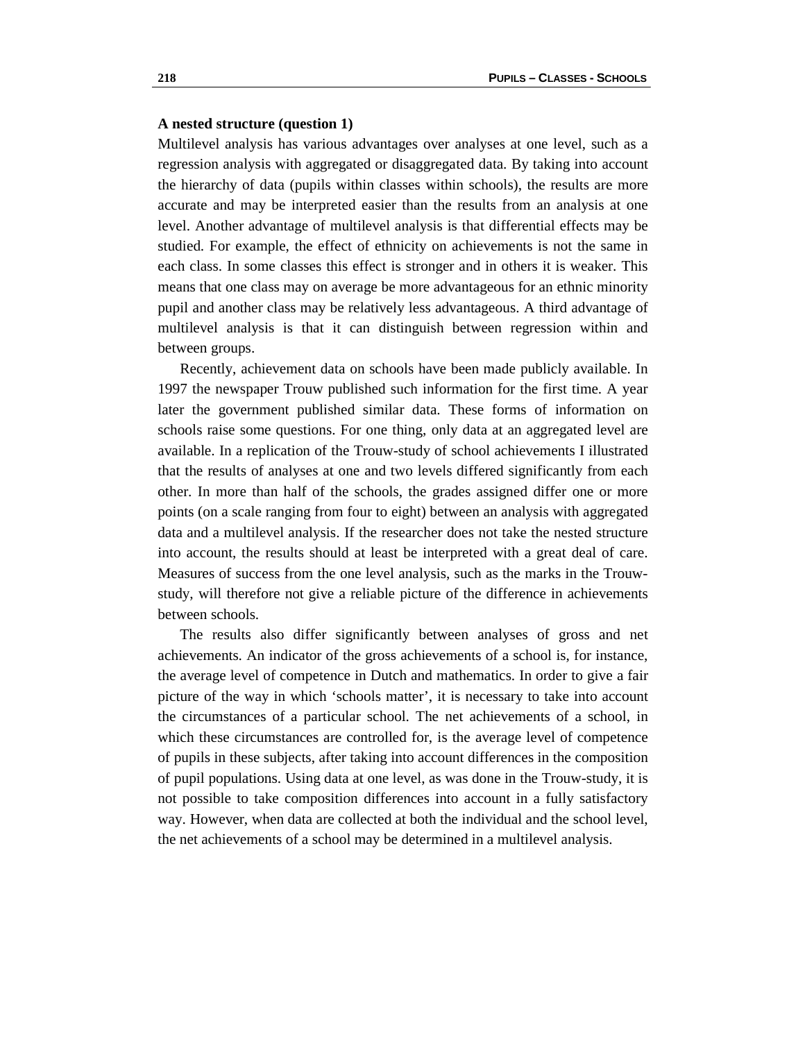### A nested structure (question 1)

Multilevel analysis has various advantages over analyses at one level, such as a regression analysis with aggregated or disaggregated data. By taking into account the hierarchy of data (pupils within classes within schools), the results are more accurate and may be interpreted easier than the results from an analysis at one level. Another advantage of multilevel analysis is that differential effects may be studied. For example, the effect of ethnicity on achievements is not the same in each class. In some classes this effect is stronger and in others it is weaker. This means that one class may on average be more advantageous for an ethnic minority pupil and another class may be relatively less advantageous. A third advantage of multilevel analysis is that it can distinguish between regression within and between groups.

Recently, achievement data on schools have been made publicly available. In 1997 the newspaper Trouw published such information for the first time. A year later the government published similar data. These forms of information on schools raise some questions. For one thing, only data at an aggregated level are available. In a replication of the Trouw-study of school achievements I illustrated that the results of analyses at one and two levels differed significantly from each other. In more than half of the schools, the grades assigned differ one or more points (on a scale ranging from four to eight) between an analysis with aggregated data and a multilevel analysis. If the researcher does not take the nested structure into account, the results should at least be interpreted with a great deal of care. Measures of success from the one level analysis, such as the marks in the Trouw-study, will therefore not give a reliable picture of the difference in achievements between schools.

The results also differ significantly between analyses of gross and net achievements. An indicator of the gross achievements of a school is, for instance, the average level of competence in Dutch and mathematics. In order to give a fair picture of the way in which 'schools matter', it is necessary to take into account the circumstances of a particular school. The net achievements of a school, in which these circumstances are controlled for, is the average level of competence of pupils in these subjects, after taking into account differences in the composition of pupil populations. Using data at one level, as was done in the Trouw-study, it is not possible to take composition differences into account in a fully satisfactory way. However, when data are collected at both the individual and the school level, the net achievements of a school may be determined in a multilevel analysis.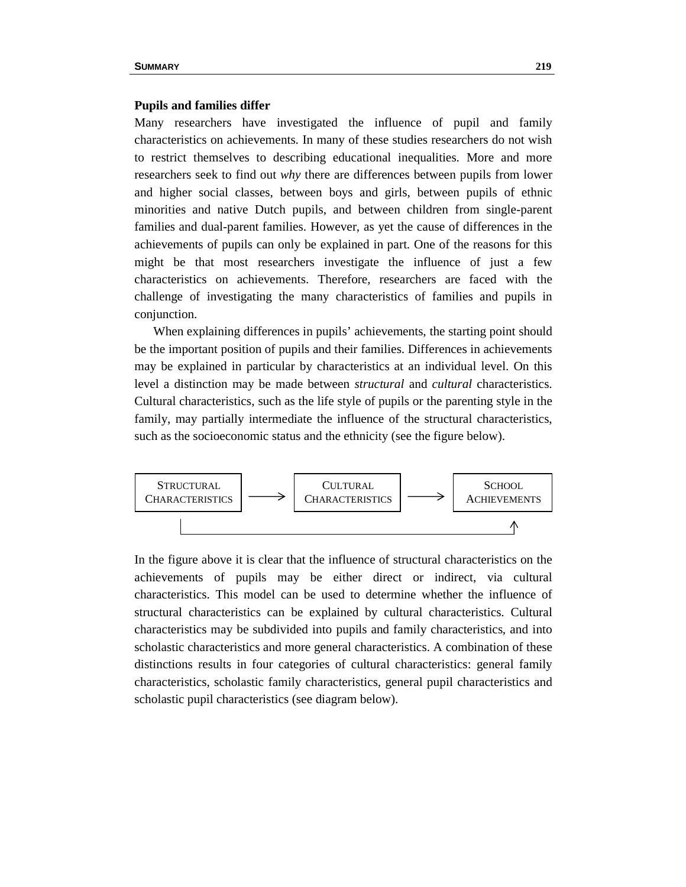### Pupils and families differ

Many researchers have investigated the influence of pupil and family characteristics on achievements. In many of these studies researchers do not wish to restrict themselves to describing educational inequalities. More and more researchers seek to find out *why* there are differences between pupils from lower and higher social classes, between boys and girls, between pupils of ethnic minorities and native Dutch pupils, and between children from single-parent families and dual-parent families. However, as yet the cause of differences in the achievements of pupils can only be explained in part. One of the reasons for this might be that most researchers investigate the influence of just a few characteristics on achievements. Therefore, researchers are faced with the challenge of investigating the many characteristics of families and pupils in conjunction.

When explaining differences in pupils' achievements, the starting point should be the important position of pupils and their families. Differences in achievements may be explained in particular by characteristics at an individual level. On this level a distinction may be made between *structural* and *cultural* characteristics. Cultural characteristics, such as the life style of pupils or the parenting style in the family, may partially intermediate the influence of the structural characteristics, such as the socioeconomic status and the ethnicity (see the figure below).

STRUCTURAL CHARACTERISTICS → CULTURAL CHARACTERISTICS → SCHOOL ACHIEVEMENTS

(STRUCTURAL CHARACTERISTICS → SCHOOL ACHIEVEMENTS)

In the figure above it is clear that the influence of structural characteristics on the achievements of pupils may be either direct or indirect, via cultural characteristics. This model can be used to determine whether the influence of structural characteristics can be explained by cultural characteristics. Cultural characteristics may be subdivided into pupils and family characteristics, and into scholastic characteristics and more general characteristics. A combination of these distinctions results in four categories of cultural characteristics: general family characteristics, scholastic family characteristics, general pupil characteristics and scholastic pupil characteristics (see diagram below).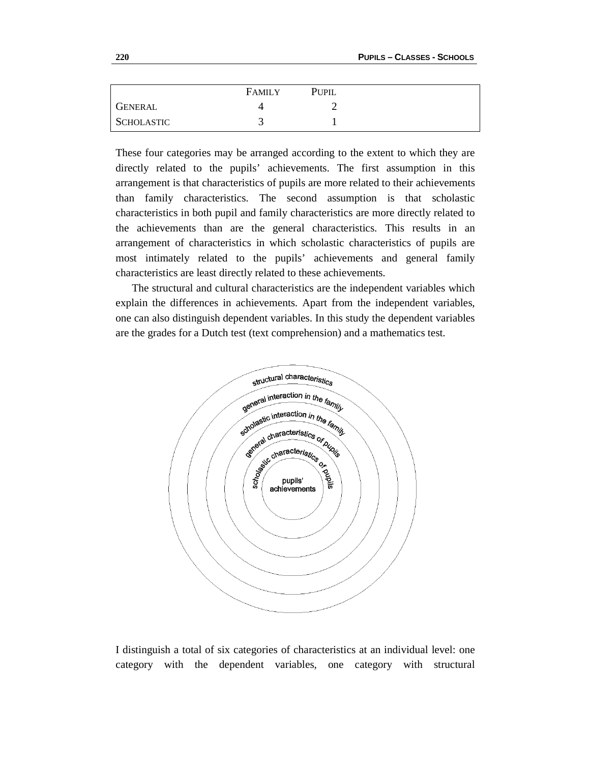| | FAMILY | PUPIL |
|---|---|---|
| GENERAL | 4 | 2 |
| SCHOLASTIC | 3 | 1 |

These four categories may be arranged according to the extent to which they are directly related to the pupils' achievements. The first assumption in this arrangement is that characteristics of pupils are more related to their achievements than family characteristics. The second assumption is that scholastic characteristics in both pupil and family characteristics are more directly related to the achievements than are the general characteristics. This results in an arrangement of characteristics in which scholastic characteristics of pupils are most intimately related to the pupils' achievements and general family characteristics are least directly related to these achievements.

The structural and cultural characteristics are the independent variables which explain the differences in achievements. Apart from the independent variables, one can also distinguish dependent variables. In this study the dependent variables are the grades for a Dutch test (text comprehension) and a mathematics test.

structural characteristics
general interaction in the family
scholastic interaction in the family
general characteristics of pupils
scholastic characteristics of pupils
pupils' achievements

I distinguish a total of six categories of characteristics at an individual level: one category with the dependent variables, one category with structural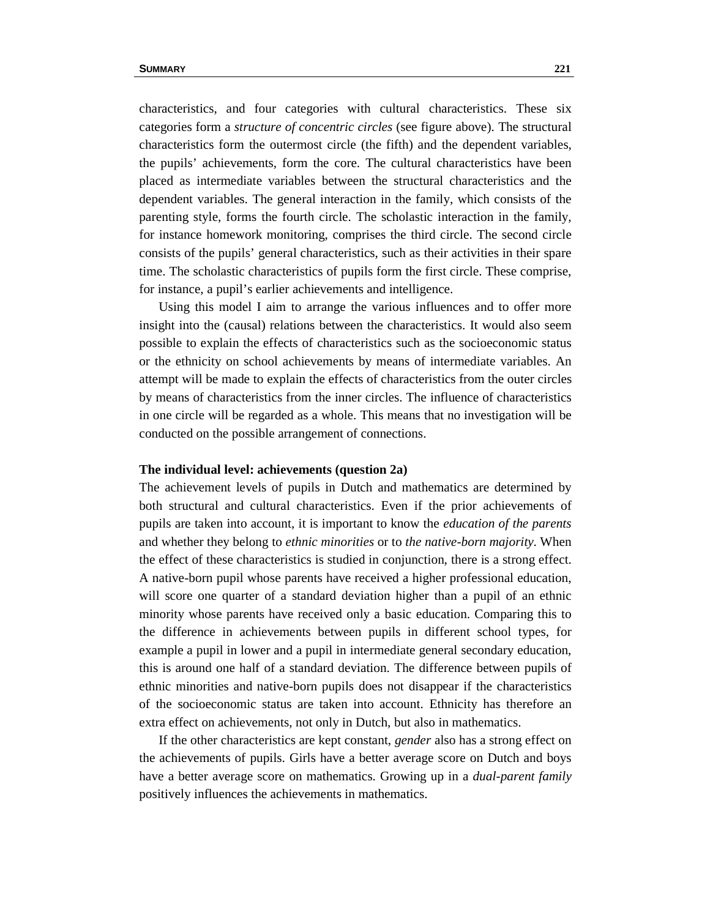characteristics, and four categories with cultural characteristics. These six categories form a *structure of concentric circles* (see figure above). The structural characteristics form the outermost circle (the fifth) and the dependent variables, the pupils' achievements, form the core. The cultural characteristics have been placed as intermediate variables between the structural characteristics and the dependent variables. The general interaction in the family, which consists of the parenting style, forms the fourth circle. The scholastic interaction in the family, for instance homework monitoring, comprises the third circle. The second circle consists of the pupils' general characteristics, such as their activities in their spare time. The scholastic characteristics of pupils form the first circle. These comprise, for instance, a pupil's earlier achievements and intelligence.

Using this model I aim to arrange the various influences and to offer more insight into the (causal) relations between the characteristics. It would also seem possible to explain the effects of characteristics such as the socioeconomic status or the ethnicity on school achievements by means of intermediate variables. An attempt will be made to explain the effects of characteristics from the outer circles by means of characteristics from the inner circles. The influence of characteristics in one circle will be regarded as a whole. This means that no investigation will be conducted on the possible arrangement of connections.

**The individual level: achievements (question 2a)**

The achievement levels of pupils in Dutch and mathematics are determined by both structural and cultural characteristics. Even if the prior achievements of pupils are taken into account, it is important to know the *education of the parents* and whether they belong to *ethnic minorities* or to *the native-born majority*. When the effect of these characteristics is studied in conjunction, there is a strong effect. A native-born pupil whose parents have received a higher professional education, will score one quarter of a standard deviation higher than a pupil of an ethnic minority whose parents have received only a basic education. Comparing this to the difference in achievements between pupils in different school types, for example a pupil in lower and a pupil in intermediate general secondary education, this is around one half of a standard deviation. The difference between pupils of ethnic minorities and native-born pupils does not disappear if the characteristics of the socioeconomic status are taken into account. Ethnicity has therefore an extra effect on achievements, not only in Dutch, but also in mathematics.

If the other characteristics are kept constant, *gender* also has a strong effect on the achievements of pupils. Girls have a better average score on Dutch and boys have a better average score on mathematics. Growing up in a *dual-parent family* positively influences the achievements in mathematics.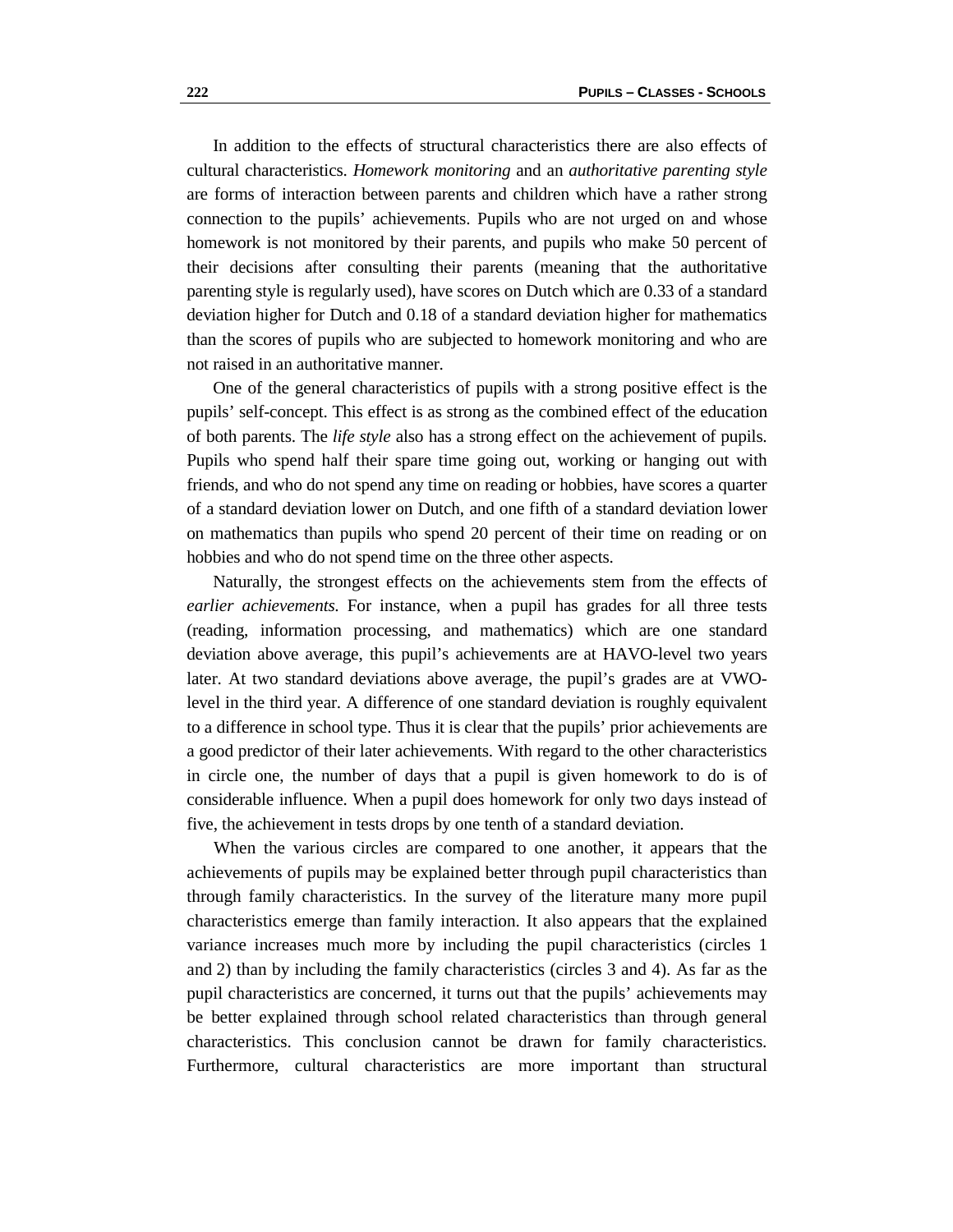In addition to the effects of structural characteristics there are also effects of cultural characteristics. *Homework monitoring* and an *authoritative parenting style* are forms of interaction between parents and children which have a rather strong connection to the pupils' achievements. Pupils who are not urged on and whose homework is not monitored by their parents, and pupils who make 50 percent of their decisions after consulting their parents (meaning that the authoritative parenting style is regularly used), have scores on Dutch which are 0.33 of a standard deviation higher for Dutch and 0.18 of a standard deviation higher for mathematics than the scores of pupils who are subjected to homework monitoring and who are not raised in an authoritative manner.

One of the general characteristics of pupils with a strong positive effect is the pupils' self-concept. This effect is as strong as the combined effect of the education of both parents. The *life style* also has a strong effect on the achievement of pupils. Pupils who spend half their spare time going out, working or hanging out with friends, and who do not spend any time on reading or hobbies, have scores a quarter of a standard deviation lower on Dutch, and one fifth of a standard deviation lower on mathematics than pupils who spend 20 percent of their time on reading or on hobbies and who do not spend time on the three other aspects.

Naturally, the strongest effects on the achievements stem from the effects of *earlier achievements*. For instance, when a pupil has grades for all three tests (reading, information processing, and mathematics) which are one standard deviation above average, this pupil's achievements are at HAVO-level two years later. At two standard deviations above average, the pupil's grades are at VWO-level in the third year. A difference of one standard deviation is roughly equivalent to a difference in school type. Thus it is clear that the pupils' prior achievements are a good predictor of their later achievements. With regard to the other characteristics in circle one, the number of days that a pupil is given homework to do is of considerable influence. When a pupil does homework for only two days instead of five, the achievement in tests drops by one tenth of a standard deviation.

When the various circles are compared to one another, it appears that the achievements of pupils may be explained better through pupil characteristics than through family characteristics. In the survey of the literature many more pupil characteristics emerge than family interaction. It also appears that the explained variance increases much more by including the pupil characteristics (circles 1 and 2) than by including the family characteristics (circles 3 and 4). As far as the pupil characteristics are concerned, it turns out that the pupils' achievements may be better explained through school related characteristics than through general characteristics. This conclusion cannot be drawn for family characteristics. Furthermore, cultural characteristics are more important than structural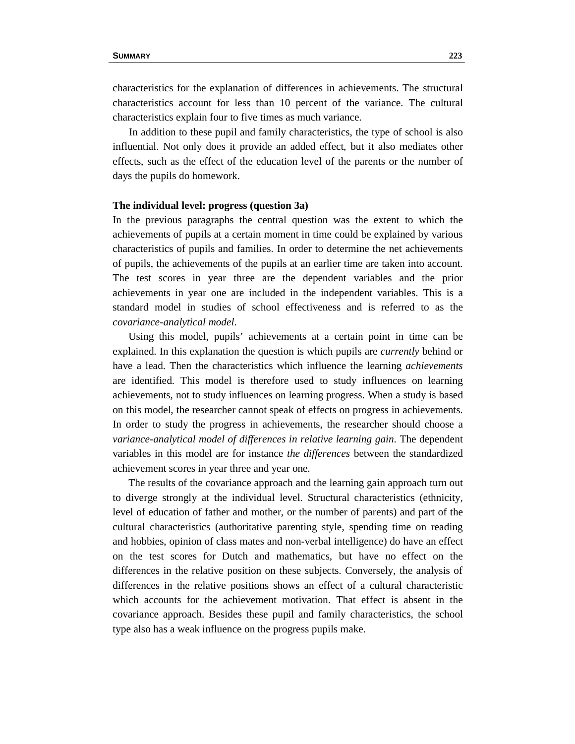characteristics for the explanation of differences in achievements. The structural characteristics account for less than 10 percent of the variance. The cultural characteristics explain four to five times as much variance.

In addition to these pupil and family characteristics, the type of school is also influential. Not only does it provide an added effect, but it also mediates other effects, such as the effect of the education level of the parents or the number of days the pupils do homework.

**The individual level: progress (question 3a)**

In the previous paragraphs the central question was the extent to which the achievements of pupils at a certain moment in time could be explained by various characteristics of pupils and families. In order to determine the net achievements of pupils, the achievements of the pupils at an earlier time are taken into account. The test scores in year three are the dependent variables and the prior achievements in year one are included in the independent variables. This is a standard model in studies of school effectiveness and is referred to as the *covariance-analytical model*.

Using this model, pupils' achievements at a certain point in time can be explained. In this explanation the question is which pupils are *currently* behind or have a lead. Then the characteristics which influence the learning *achievements* are identified. This model is therefore used to study influences on learning achievements, not to study influences on learning progress. When a study is based on this model, the researcher cannot speak of effects on progress in achievements. In order to study the progress in achievements, the researcher should choose a *variance-analytical model of differences in relative learning gain*. The dependent variables in this model are for instance *the differences* between the standardized achievement scores in year three and year one.

The results of the covariance approach and the learning gain approach turn out to diverge strongly at the individual level. Structural characteristics (ethnicity, level of education of father and mother, or the number of parents) and part of the cultural characteristics (authoritative parenting style, spending time on reading and hobbies, opinion of class mates and non-verbal intelligence) do have an effect on the test scores for Dutch and mathematics, but have no effect on the differences in the relative position on these subjects. Conversely, the analysis of differences in the relative positions shows an effect of a cultural characteristic which accounts for the achievement motivation. That effect is absent in the covariance approach. Besides these pupil and family characteristics, the school type also has a weak influence on the progress pupils make.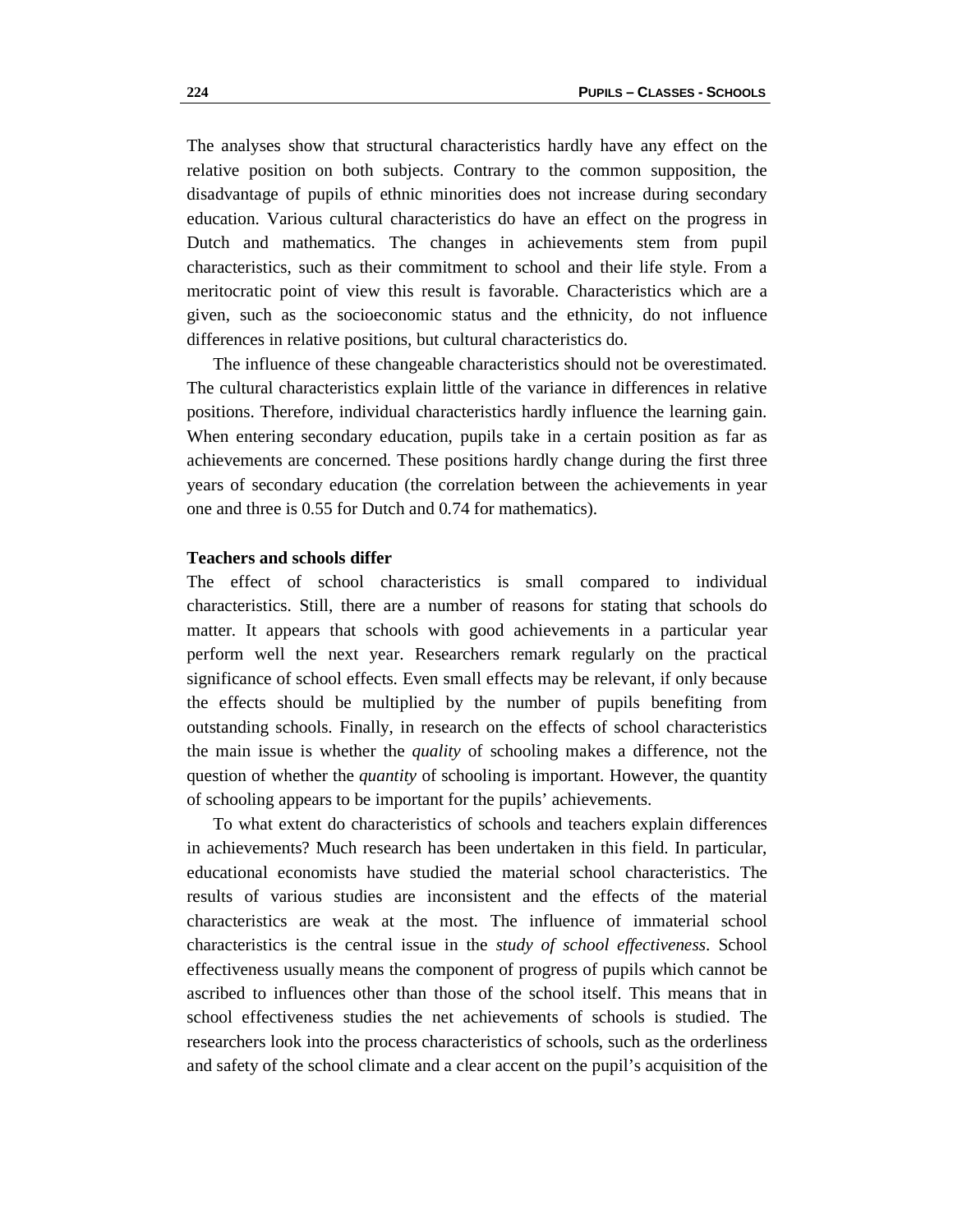The analyses show that structural characteristics hardly have any effect on the relative position on both subjects. Contrary to the common supposition, the disadvantage of pupils of ethnic minorities does not increase during secondary education. Various cultural characteristics do have an effect on the progress in Dutch and mathematics. The changes in achievements stem from pupil characteristics, such as their commitment to school and their life style. From a meritocratic point of view this result is favorable. Characteristics which are a given, such as the socioeconomic status and the ethnicity, do not influence differences in relative positions, but cultural characteristics do.

The influence of these changeable characteristics should not be overestimated. The cultural characteristics explain little of the variance in differences in relative positions. Therefore, individual characteristics hardly influence the learning gain. When entering secondary education, pupils take in a certain position as far as achievements are concerned. These positions hardly change during the first three years of secondary education (the correlation between the achievements in year one and three is 0.55 for Dutch and 0.74 for mathematics).

**Teachers and schools differ**

The effect of school characteristics is small compared to individual characteristics. Still, there are a number of reasons for stating that schools do matter. It appears that schools with good achievements in a particular year perform well the next year. Researchers remark regularly on the practical significance of school effects. Even small effects may be relevant, if only because the effects should be multiplied by the number of pupils benefiting from outstanding schools. Finally, in research on the effects of school characteristics the main issue is whether the *quality* of schooling makes a difference, not the question of whether the *quantity* of schooling is important. However, the quantity of schooling appears to be important for the pupils' achievements.

To what extent do characteristics of schools and teachers explain differences in achievements? Much research has been undertaken in this field. In particular, educational economists have studied the material school characteristics. The results of various studies are inconsistent and the effects of the material characteristics are weak at the most. The influence of immaterial school characteristics is the central issue in the *study of school effectiveness*. School effectiveness usually means the component of progress of pupils which cannot be ascribed to influences other than those of the school itself. This means that in school effectiveness studies the net achievements of schools is studied. The researchers look into the process characteristics of schools, such as the orderliness and safety of the school climate and a clear accent on the pupil's acquisition of the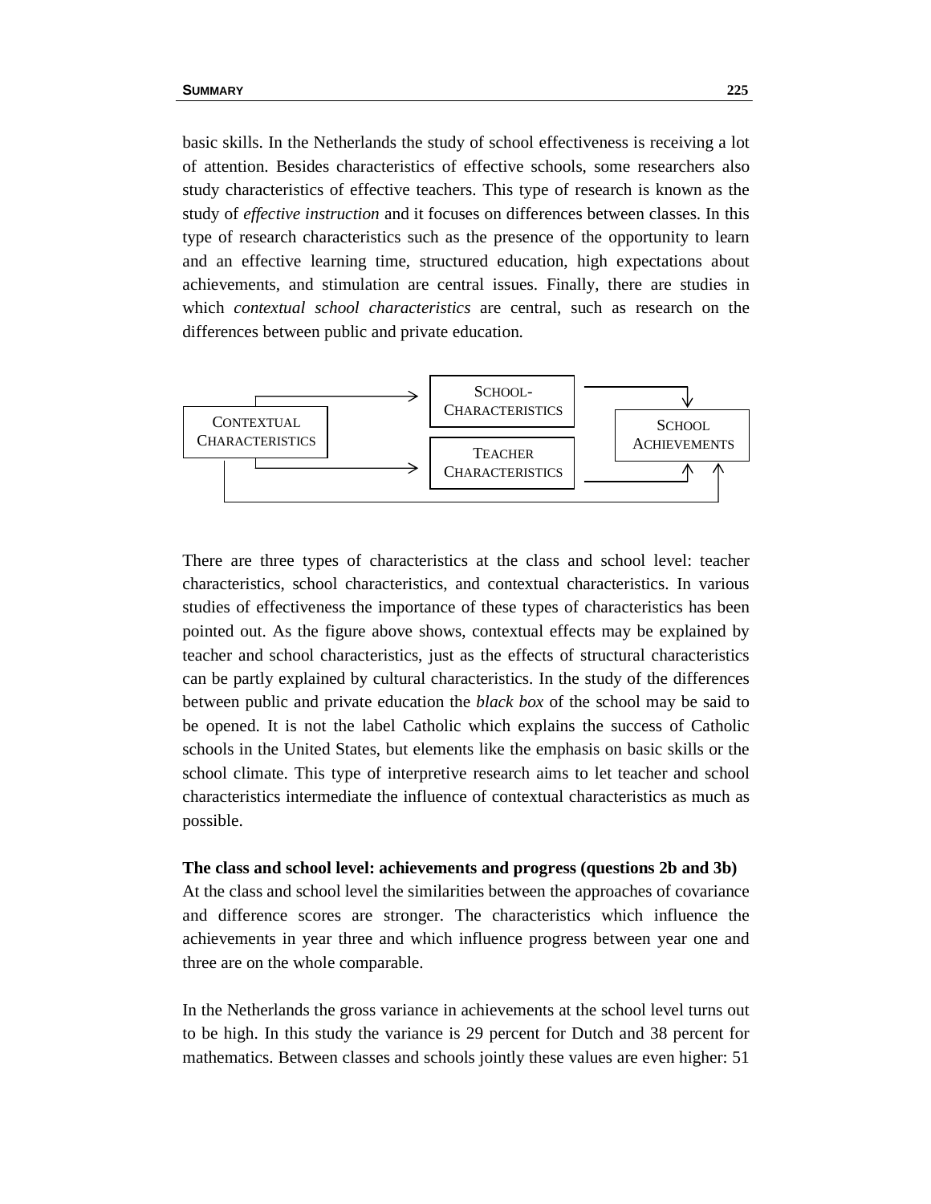basic skills. In the Netherlands the study of school effectiveness is receiving a lot of attention. Besides characteristics of effective schools, some researchers also study characteristics of effective teachers. This type of research is known as the study of *effective instruction* and it focuses on differences between classes. In this type of research characteristics such as the presence of the opportunity to learn and an effective learning time, structured education, high expectations about achievements, and stimulation are central issues. Finally, there are studies in which *contextual school characteristics* are central, such as research on the differences between public and private education.

CONTEXTUAL CHARACTERISTICS → SCHOOL-CHARACTERISTICS → SCHOOL ACHIEVEMENTS

CONTEXTUAL CHARACTERISTICS → TEACHER CHARACTERISTICS → SCHOOL ACHIEVEMENTS

CONTEXTUAL CHARACTERISTICS → SCHOOL ACHIEVEMENTS

There are three types of characteristics at the class and school level: teacher characteristics, school characteristics, and contextual characteristics. In various studies of effectiveness the importance of these types of characteristics has been pointed out. As the figure above shows, contextual effects may be explained by teacher and school characteristics, just as the effects of structural characteristics can be partly explained by cultural characteristics. In the study of the differences between public and private education the *black box* of the school may be said to be opened. It is not the label Catholic which explains the success of Catholic schools in the United States, but elements like the emphasis on basic skills or the school climate. This type of interpretive research aims to let teacher and school characteristics intermediate the influence of contextual characteristics as much as possible.

**The class and school level: achievements and progress (questions 2b and 3b)**
At the class and school level the similarities between the approaches of covariance and difference scores are stronger. The characteristics which influence the achievements in year three and which influence progress between year one and three are on the whole comparable.

In the Netherlands the gross variance in achievements at the school level turns out to be high. In this study the variance is 29 percent for Dutch and 38 percent for mathematics. Between classes and schools jointly these values are even higher: 51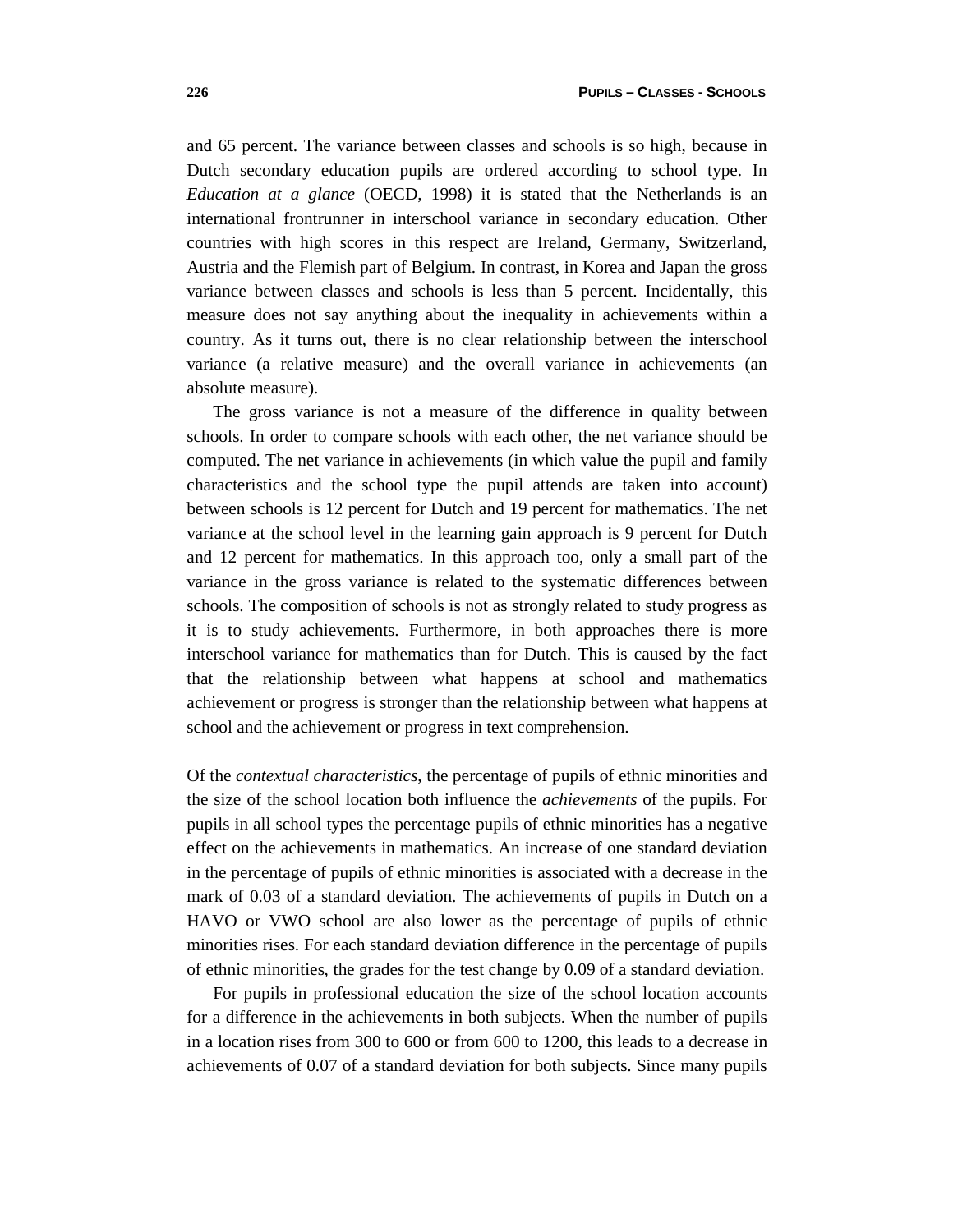and 65 percent. The variance between classes and schools is so high, because in Dutch secondary education pupils are ordered according to school type. In *Education at a glance* (OECD, 1998) it is stated that the Netherlands is an international frontrunner in interschool variance in secondary education. Other countries with high scores in this respect are Ireland, Germany, Switzerland, Austria and the Flemish part of Belgium. In contrast, in Korea and Japan the gross variance between classes and schools is less than 5 percent. Incidentally, this measure does not say anything about the inequality in achievements within a country. As it turns out, there is no clear relationship between the interschool variance (a relative measure) and the overall variance in achievements (an absolute measure).

The gross variance is not a measure of the difference in quality between schools. In order to compare schools with each other, the net variance should be computed. The net variance in achievements (in which value the pupil and family characteristics and the school type the pupil attends are taken into account) between schools is 12 percent for Dutch and 19 percent for mathematics. The net variance at the school level in the learning gain approach is 9 percent for Dutch and 12 percent for mathematics. In this approach too, only a small part of the variance in the gross variance is related to the systematic differences between schools. The composition of schools is not as strongly related to study progress as it is to study achievements. Furthermore, in both approaches there is more interschool variance for mathematics than for Dutch. This is caused by the fact that the relationship between what happens at school and mathematics achievement or progress is stronger than the relationship between what happens at school and the achievement or progress in text comprehension.

Of the *contextual characteristics*, the percentage of pupils of ethnic minorities and the size of the school location both influence the *achievements* of the pupils. For pupils in all school types the percentage pupils of ethnic minorities has a negative effect on the achievements in mathematics. An increase of one standard deviation in the percentage of pupils of ethnic minorities is associated with a decrease in the mark of 0.03 of a standard deviation. The achievements of pupils in Dutch on a HAVO or VWO school are also lower as the percentage of pupils of ethnic minorities rises. For each standard deviation difference in the percentage of pupils of ethnic minorities, the grades for the test change by 0.09 of a standard deviation.

For pupils in professional education the size of the school location accounts for a difference in the achievements in both subjects. When the number of pupils in a location rises from 300 to 600 or from 600 to 1200, this leads to a decrease in achievements of 0.07 of a standard deviation for both subjects. Since many pupils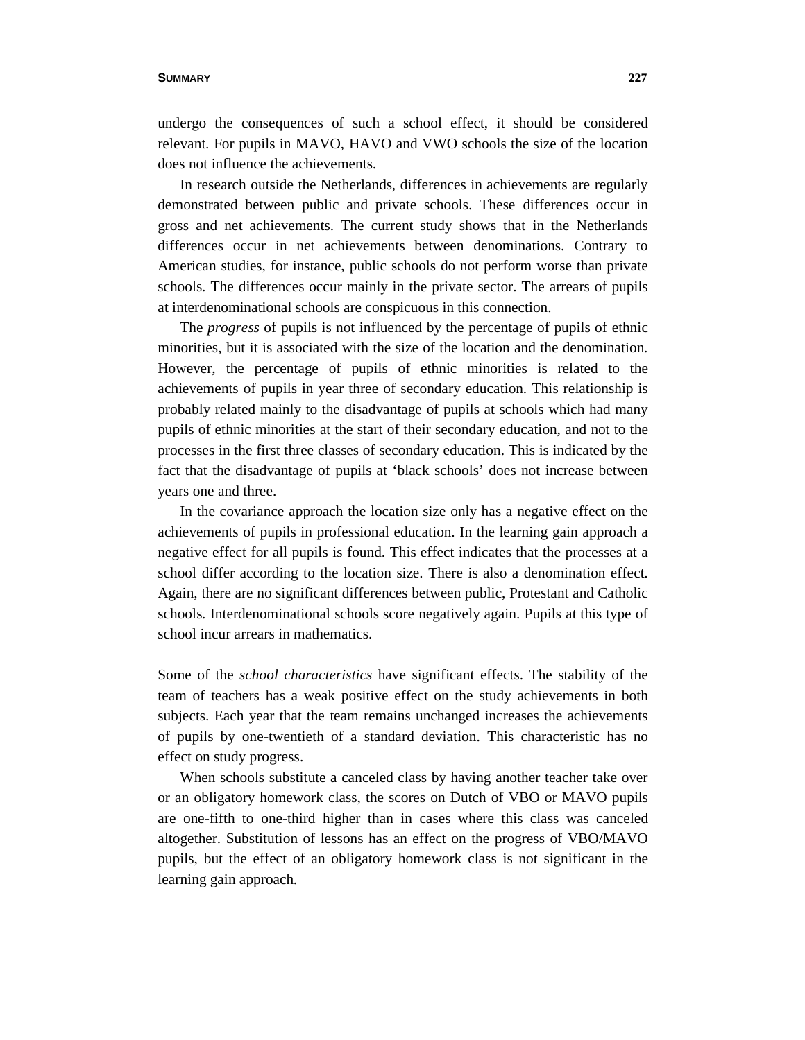undergo the consequences of such a school effect, it should be considered relevant. For pupils in MAVO, HAVO and VWO schools the size of the location does not influence the achievements.

In research outside the Netherlands, differences in achievements are regularly demonstrated between public and private schools. These differences occur in gross and net achievements. The current study shows that in the Netherlands differences occur in net achievements between denominations. Contrary to American studies, for instance, public schools do not perform worse than private schools. The differences occur mainly in the private sector. The arrears of pupils at interdenominational schools are conspicuous in this connection.

The *progress* of pupils is not influenced by the percentage of pupils of ethnic minorities, but it is associated with the size of the location and the denomination. However, the percentage of pupils of ethnic minorities is related to the achievements of pupils in year three of secondary education. This relationship is probably related mainly to the disadvantage of pupils at schools which had many pupils of ethnic minorities at the start of their secondary education, and not to the processes in the first three classes of secondary education. This is indicated by the fact that the disadvantage of pupils at 'black schools' does not increase between years one and three.

In the covariance approach the location size only has a negative effect on the achievements of pupils in professional education. In the learning gain approach a negative effect for all pupils is found. This effect indicates that the processes at a school differ according to the location size. There is also a denomination effect. Again, there are no significant differences between public, Protestant and Catholic schools. Interdenominational schools score negatively again. Pupils at this type of school incur arrears in mathematics.

Some of the *school characteristics* have significant effects. The stability of the team of teachers has a weak positive effect on the study achievements in both subjects. Each year that the team remains unchanged increases the achievements of pupils by one-twentieth of a standard deviation. This characteristic has no effect on study progress.

When schools substitute a canceled class by having another teacher take over or an obligatory homework class, the scores on Dutch of VBO or MAVO pupils are one-fifth to one-third higher than in cases where this class was canceled altogether. Substitution of lessons has an effect on the progress of VBO/MAVO pupils, but the effect of an obligatory homework class is not significant in the learning gain approach.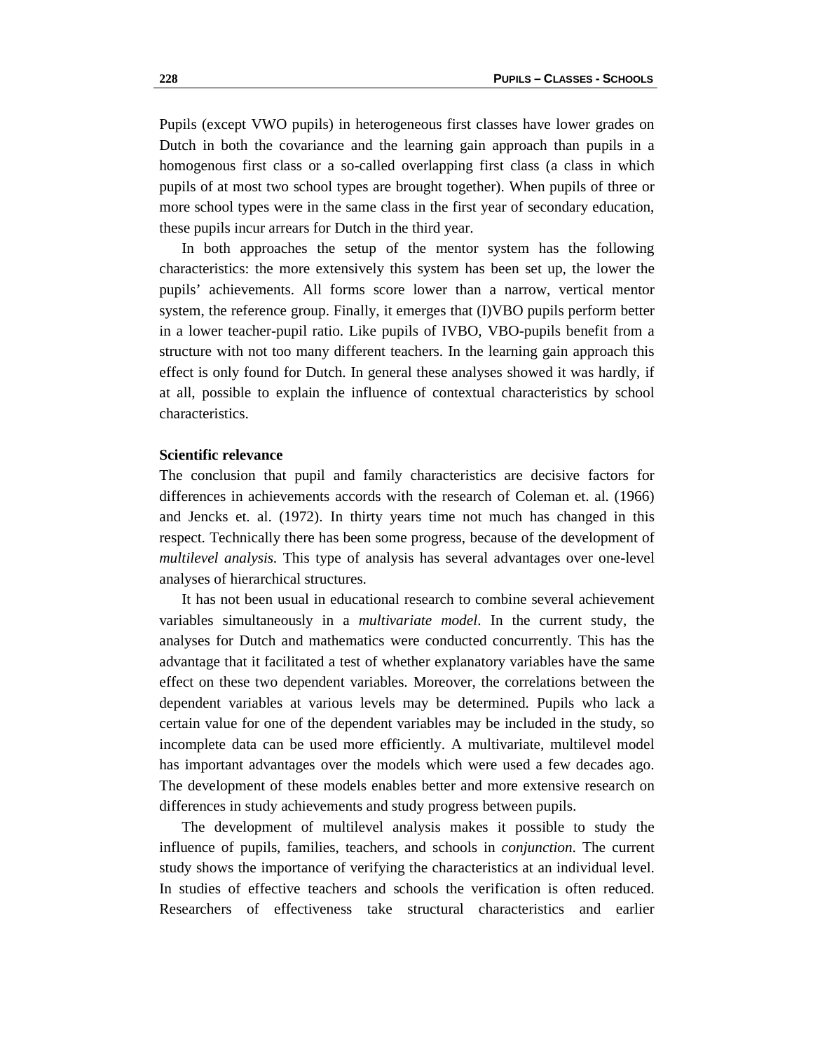Pupils (except VWO pupils) in heterogeneous first classes have lower grades on Dutch in both the covariance and the learning gain approach than pupils in a homogenous first class or a so-called overlapping first class (a class in which pupils of at most two school types are brought together). When pupils of three or more school types were in the same class in the first year of secondary education, these pupils incur arrears for Dutch in the third year.

In both approaches the setup of the mentor system has the following characteristics: the more extensively this system has been set up, the lower the pupils' achievements. All forms score lower than a narrow, vertical mentor system, the reference group. Finally, it emerges that (I)VBO pupils perform better in a lower teacher-pupil ratio. Like pupils of IVBO, VBO-pupils benefit from a structure with not too many different teachers. In the learning gain approach this effect is only found for Dutch. In general these analyses showed it was hardly, if at all, possible to explain the influence of contextual characteristics by school characteristics.

**Scientific relevance**

The conclusion that pupil and family characteristics are decisive factors for differences in achievements accords with the research of Coleman et. al. (1966) and Jencks et. al. (1972). In thirty years time not much has changed in this respect. Technically there has been some progress, because of the development of *multilevel analysis*. This type of analysis has several advantages over one-level analyses of hierarchical structures.

It has not been usual in educational research to combine several achievement variables simultaneously in a *multivariate model*. In the current study, the analyses for Dutch and mathematics were conducted concurrently. This has the advantage that it facilitated a test of whether explanatory variables have the same effect on these two dependent variables. Moreover, the correlations between the dependent variables at various levels may be determined. Pupils who lack a certain value for one of the dependent variables may be included in the study, so incomplete data can be used more efficiently. A multivariate, multilevel model has important advantages over the models which were used a few decades ago. The development of these models enables better and more extensive research on differences in study achievements and study progress between pupils.

The development of multilevel analysis makes it possible to study the influence of pupils, families, teachers, and schools in *conjunction*. The current study shows the importance of verifying the characteristics at an individual level. In studies of effective teachers and schools the verification is often reduced. Researchers of effectiveness take structural characteristics and earlier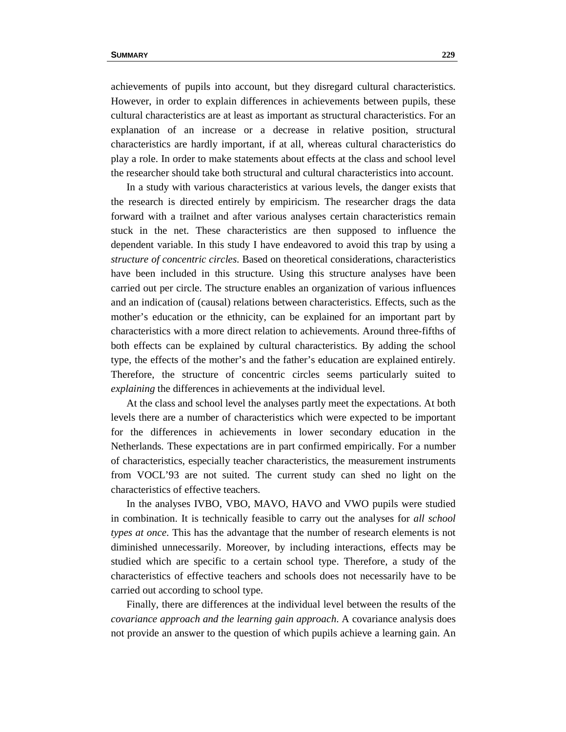achievements of pupils into account, but they disregard cultural characteristics. However, in order to explain differences in achievements between pupils, these cultural characteristics are at least as important as structural characteristics. For an explanation of an increase or a decrease in relative position, structural characteristics are hardly important, if at all, whereas cultural characteristics do play a role. In order to make statements about effects at the class and school level the researcher should take both structural and cultural characteristics into account.

In a study with various characteristics at various levels, the danger exists that the research is directed entirely by empiricism. The researcher drags the data forward with a trailnet and after various analyses certain characteristics remain stuck in the net. These characteristics are then supposed to influence the dependent variable. In this study I have endeavored to avoid this trap by using a *structure of concentric circles*. Based on theoretical considerations, characteristics have been included in this structure. Using this structure analyses have been carried out per circle. The structure enables an organization of various influences and an indication of (causal) relations between characteristics. Effects, such as the mother's education or the ethnicity, can be explained for an important part by characteristics with a more direct relation to achievements. Around three-fifths of both effects can be explained by cultural characteristics. By adding the school type, the effects of the mother's and the father's education are explained entirely. Therefore, the structure of concentric circles seems particularly suited to *explaining* the differences in achievements at the individual level.

At the class and school level the analyses partly meet the expectations. At both levels there are a number of characteristics which were expected to be important for the differences in achievements in lower secondary education in the Netherlands. These expectations are in part confirmed empirically. For a number of characteristics, especially teacher characteristics, the measurement instruments from VOCL'93 are not suited. The current study can shed no light on the characteristics of effective teachers.

In the analyses IVBO, VBO, MAVO, HAVO and VWO pupils were studied in combination. It is technically feasible to carry out the analyses for *all school types at once*. This has the advantage that the number of research elements is not diminished unnecessarily. Moreover, by including interactions, effects may be studied which are specific to a certain school type. Therefore, a study of the characteristics of effective teachers and schools does not necessarily have to be carried out according to school type.

Finally, there are differences at the individual level between the results of the *covariance approach and the learning gain approach*. A covariance analysis does not provide an answer to the question of which pupils achieve a learning gain. An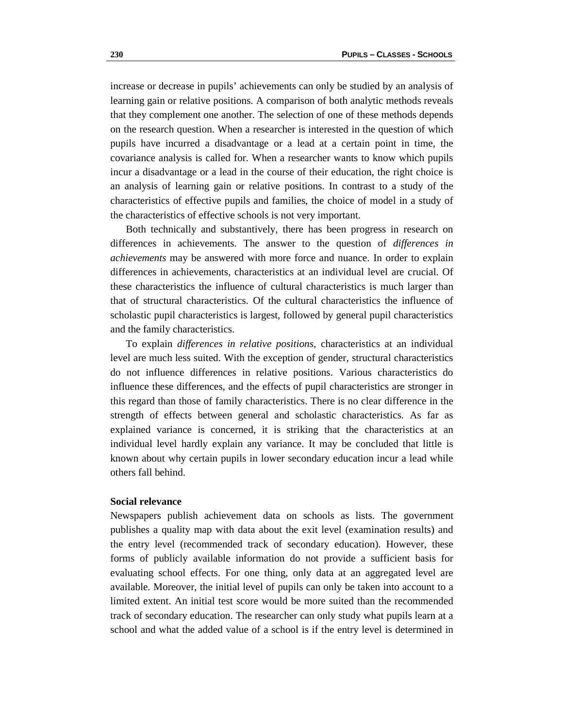increase or decrease in pupils' achievements can only be studied by an analysis of learning gain or relative positions. A comparison of both analytic methods reveals that they complement one another. The selection of one of these methods depends on the research question. When a researcher is interested in the question of which pupils have incurred a disadvantage or a lead at a certain point in time, the covariance analysis is called for. When a researcher wants to know which pupils incur a disadvantage or a lead in the course of their education, the right choice is an analysis of learning gain or relative positions. In contrast to a study of the characteristics of effective pupils and families, the choice of model in a study of the characteristics of effective schools is not very important.

Both technically and substantively, there has been progress in research on differences in achievements. The answer to the question of *differences in achievements* may be answered with more force and nuance. In order to explain differences in achievements, characteristics at an individual level are crucial. Of these characteristics the influence of cultural characteristics is much larger than that of structural characteristics. Of the cultural characteristics the influence of scholastic pupil characteristics is largest, followed by general pupil characteristics and the family characteristics.

To explain *differences in relative positions,* characteristics at an individual level are much less suited. With the exception of gender, structural characteristics do not influence differences in relative positions. Various characteristics do influence these differences, and the effects of pupil characteristics are stronger in this regard than those of family characteristics. There is no clear difference in the strength of effects between general and scholastic characteristics. As far as explained variance is concerned, it is striking that the characteristics at an individual level hardly explain any variance. It may be concluded that little is known about why certain pupils in lower secondary education incur a lead while others fall behind.

**Social relevance**

Newspapers publish achievement data on schools as lists. The government publishes a quality map with data about the exit level (examination results) and the entry level (recommended track of secondary education). However, these forms of publicly available information do not provide a sufficient basis for evaluating school effects. For one thing, only data at an aggregated level are available. Moreover, the initial level of pupils can only be taken into account to a limited extent. An initial test score would be more suited than the recommended track of secondary education. The researcher can only study what pupils learn at a school and what the added value of a school is if the entry level is determined in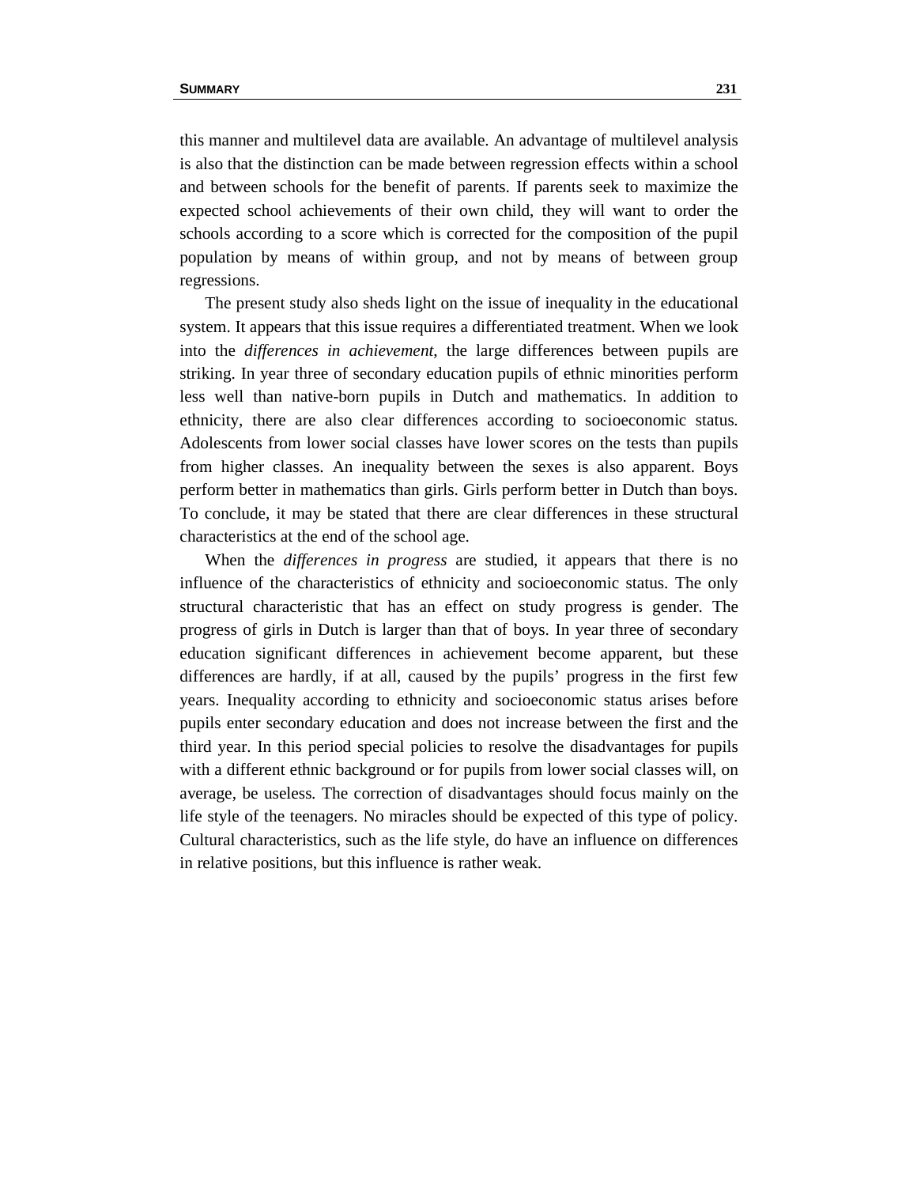this manner and multilevel data are available. An advantage of multilevel analysis is also that the distinction can be made between regression effects within a school and between schools for the benefit of parents. If parents seek to maximize the expected school achievements of their own child, they will want to order the schools according to a score which is corrected for the composition of the pupil population by means of within group, and not by means of between group regressions.

The present study also sheds light on the issue of inequality in the educational system. It appears that this issue requires a differentiated treatment. When we look into the *differences in achievement*, the large differences between pupils are striking. In year three of secondary education pupils of ethnic minorities perform less well than native-born pupils in Dutch and mathematics. In addition to ethnicity, there are also clear differences according to socioeconomic status. Adolescents from lower social classes have lower scores on the tests than pupils from higher classes. An inequality between the sexes is also apparent. Boys perform better in mathematics than girls. Girls perform better in Dutch than boys. To conclude, it may be stated that there are clear differences in these structural characteristics at the end of the school age.

When the *differences in progress* are studied, it appears that there is no influence of the characteristics of ethnicity and socioeconomic status. The only structural characteristic that has an effect on study progress is gender. The progress of girls in Dutch is larger than that of boys. In year three of secondary education significant differences in achievement become apparent, but these differences are hardly, if at all, caused by the pupils' progress in the first few years. Inequality according to ethnicity and socioeconomic status arises before pupils enter secondary education and does not increase between the first and the third year. In this period special policies to resolve the disadvantages for pupils with a different ethnic background or for pupils from lower social classes will, on average, be useless. The correction of disadvantages should focus mainly on the life style of the teenagers. No miracles should be expected of this type of policy. Cultural characteristics, such as the life style, do have an influence on differences in relative positions, but this influence is rather weak.